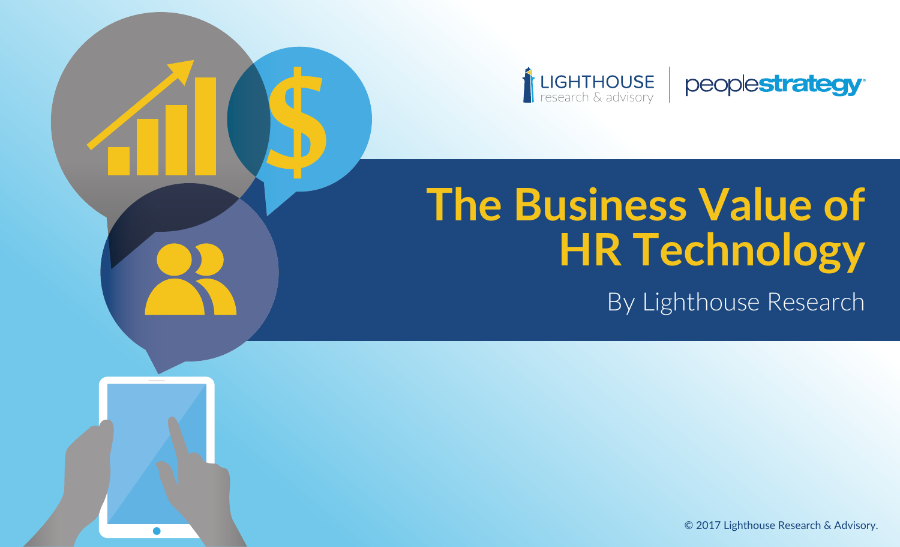LIGHTHOUSE research & advisory | peoplestrategy

# The Business Value of HR Technology

By Lighthouse Research

© 2017 Lighthouse Research & Advisory.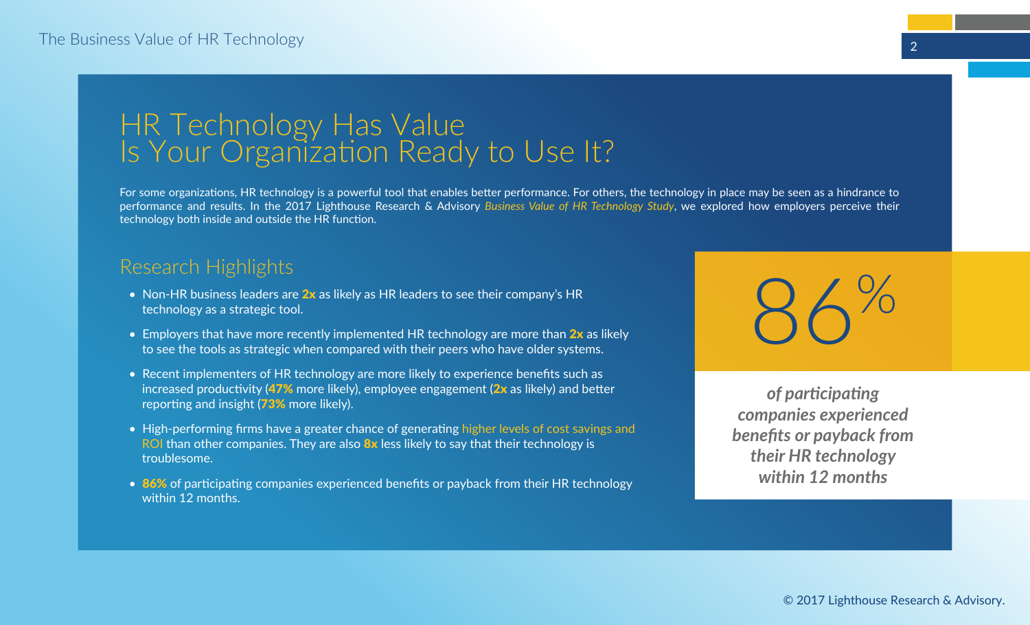# HR Technology Has Value
# Is Your Organization Ready to Use It?

For some organizations, HR technology is a powerful tool that enables better performance. For others, the technology in place may be seen as a hindrance to performance and results. In the 2017 Lighthouse Research & Advisory *Business Value of HR Technology Study*, we explored how employers perceive their technology both inside and outside the HR function.

## Research Highlights

- Non-HR business leaders are **2x** as likely as HR leaders to see their company's HR technology as a strategic tool.
- Employers that have more recently implemented HR technology are more than **2x** as likely to see the tools as strategic when compared with their peers who have older systems.
- Recent implementers of HR technology are more likely to experience benefits such as increased productivity (**47%** more likely), employee engagement (**2x** as likely) and better reporting and insight (**73%** more likely).
- High-performing firms have a greater chance of generating higher levels of cost savings and ROI than other companies. They are also **8x** less likely to say that their technology is troublesome.
- **86%** of participating companies experienced benefits or payback from their HR technology within 12 months.

**86%**

*of participating companies experienced benefits or payback from their HR technology within 12 months*

© 2017 Lighthouse Research & Advisory.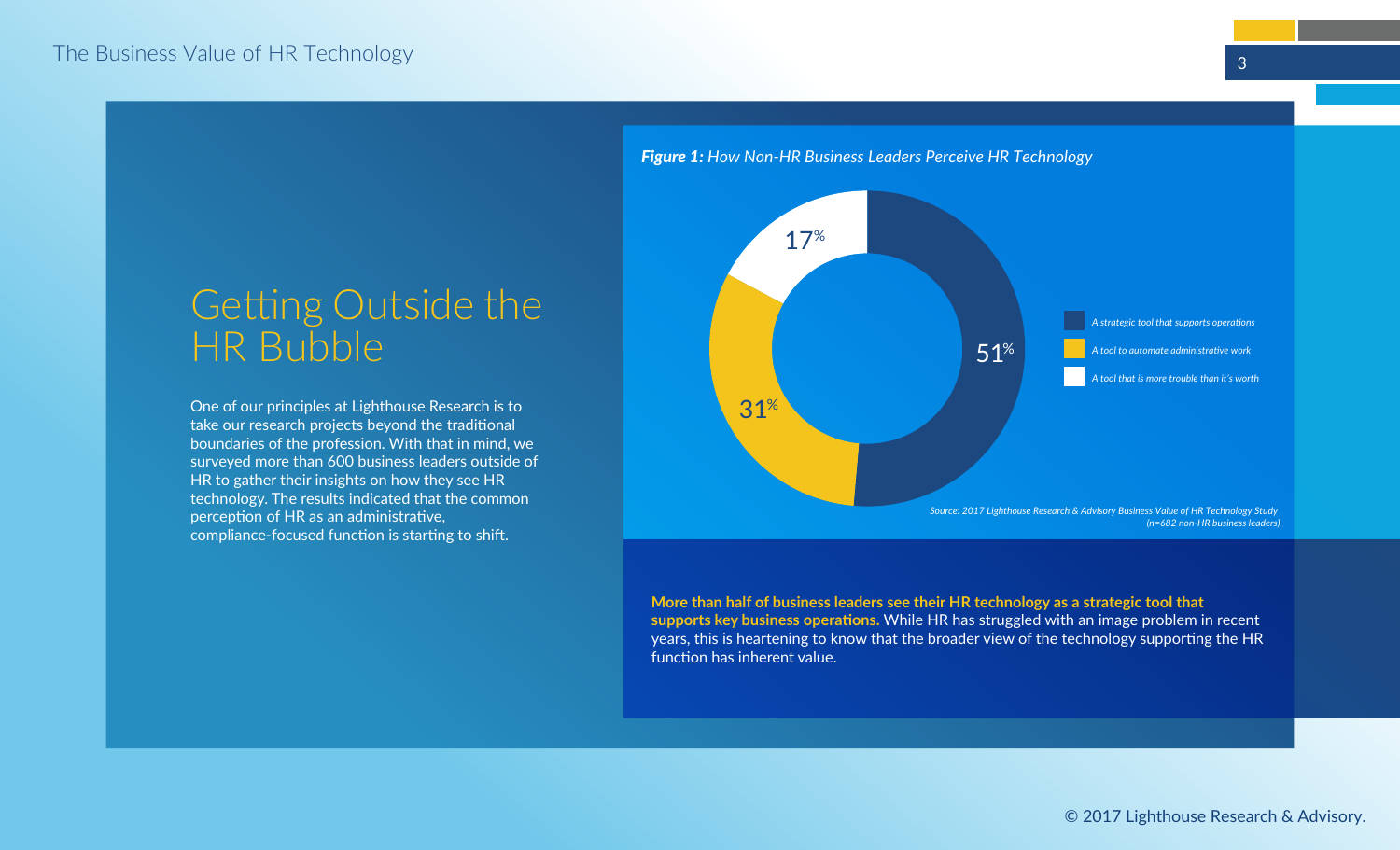## Getting Outside the HR Bubble

One of our principles at Lighthouse Research is to take our research projects beyond the traditional boundaries of the profession. With that in mind, we surveyed more than 600 business leaders outside of HR to gather their insights on how they see HR technology. The results indicated that the common perception of HR as an administrative, compliance-focused function is starting to shift.

***Figure 1:*** *How Non-HR Business Leaders Perceive HR Technology*

| Perception | % |
|---|---|
| *A strategic tool that supports operations* | 51% |
| *A tool to automate administrative work* | 31% |
| *A tool that is more trouble than it's worth* | 17% |

*Source: 2017 Lighthouse Research & Advisory Business Value of HR Technology Study (n=682 non-HR business leaders)*

**More than half of business leaders see their HR technology as a strategic tool that supports key business operations.** While HR has struggled with an image problem in recent years, this is heartening to know that the broader view of the technology supporting the HR function has inherent value.

© 2017 Lighthouse Research & Advisory.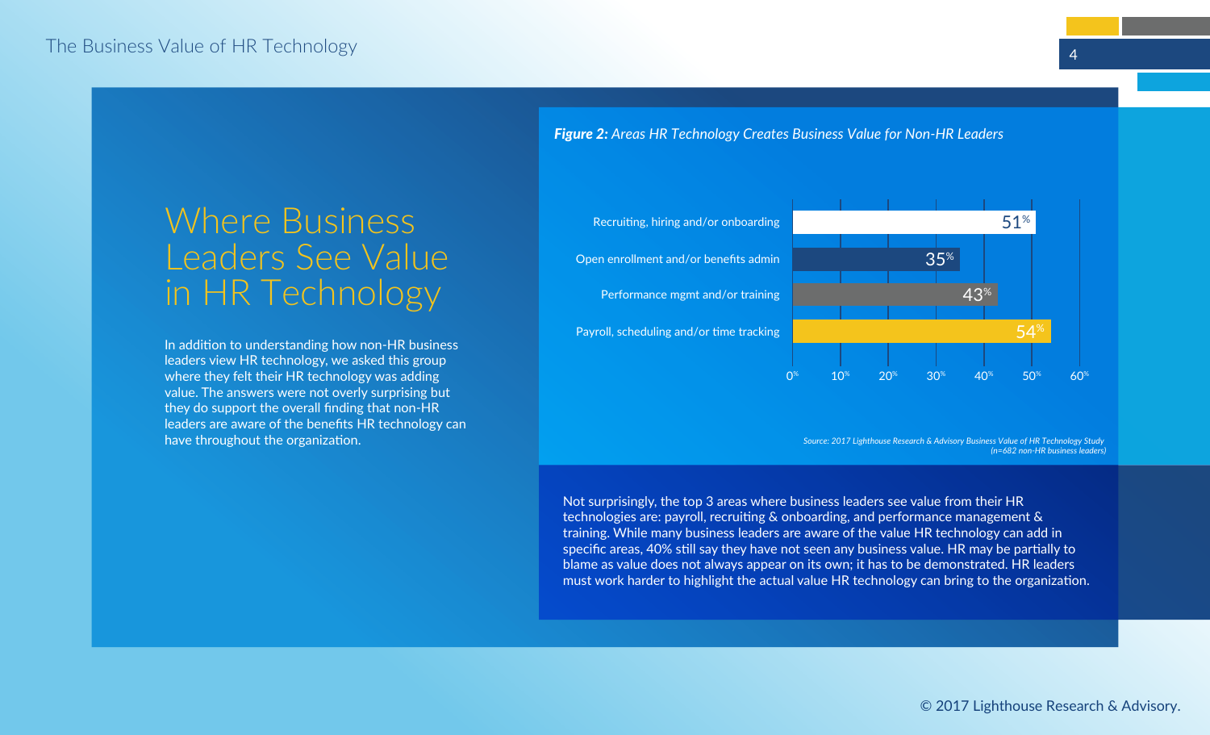# Where Business Leaders See Value in HR Technology

In addition to understanding how non-HR business leaders view HR technology, we asked this group where they felt their HR technology was adding value. The answers were not overly surprising but they do support the overall finding that non-HR leaders are aware of the benefits HR technology can have throughout the organization.

***Figure 2:*** *Areas HR Technology Creates Business Value for Non-HR Leaders*

| Area | % |
|---|---|
| Recruiting, hiring and/or onboarding | 51% |
| Open enrollment and/or benefits admin | 35% |
| Performance mgmt and/or training | 43% |
| Payroll, scheduling and/or time tracking | 54% |

*Source: 2017 Lighthouse Research & Advisory Business Value of HR Technology Study (n=682 non-HR business leaders)*

Not surprisingly, the top 3 areas where business leaders see value from their HR technologies are: payroll, recruiting & onboarding, and performance management & training. While many business leaders are aware of the value HR technology can add in specific areas, 40% still say they have not seen any business value. HR may be partially to blame as value does not always appear on its own; it has to be demonstrated. HR leaders must work harder to highlight the actual value HR technology can bring to the organization.

© 2017 Lighthouse Research & Advisory.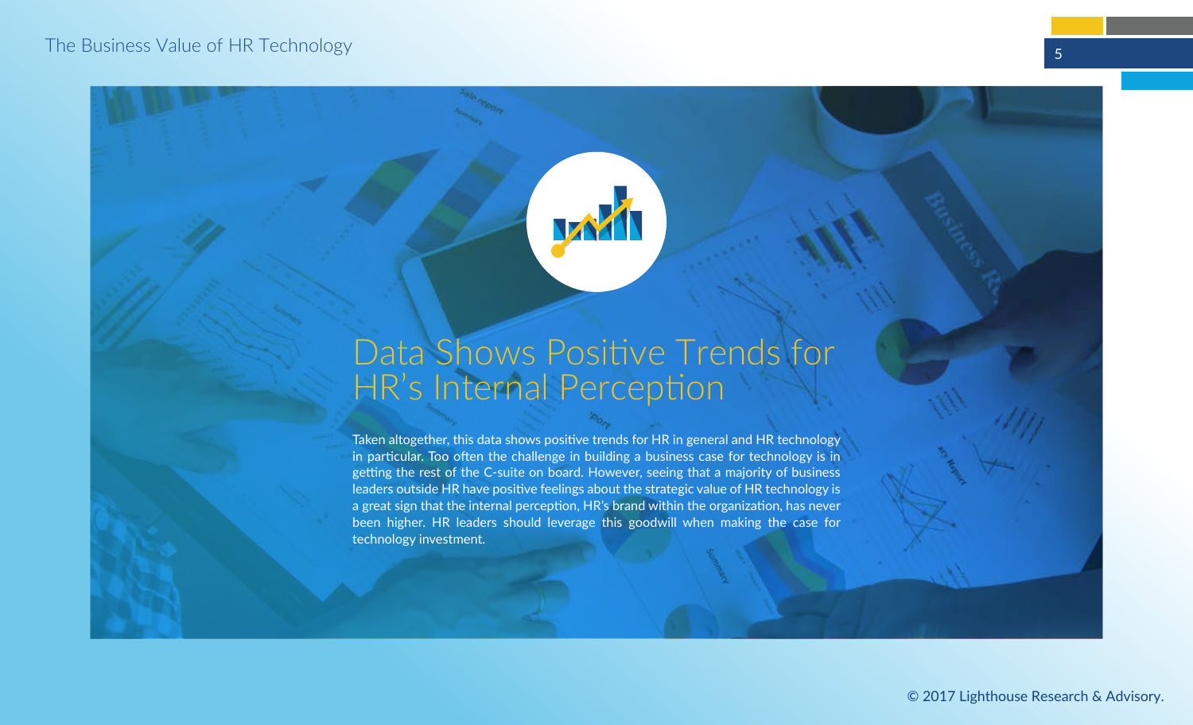# Data Shows Positive Trends for HR's Internal Perception

Taken altogether, this data shows positive trends for HR in general and HR technology in particular. Too often the challenge in building a business case for technology is in getting the rest of the C-suite on board. However, seeing that a majority of business leaders outside HR have positive feelings about the strategic value of HR technology is a great sign that the internal perception, HR's brand within the organization, has never been higher. HR leaders should leverage this goodwill when making the case for technology investment.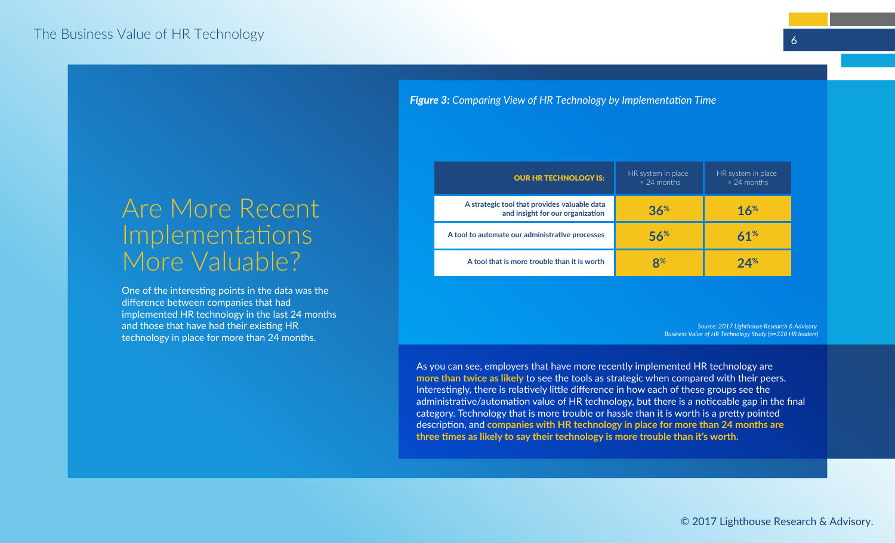# Are More Recent Implementations More Valuable?

One of the interesting points in the data was the difference between companies that had implemented HR technology in the last 24 months and those that have had their existing HR technology in place for more than 24 months.

***Figure 3:*** *Comparing View of HR Technology by Implementation Time*

| OUR HR TECHNOLOGY IS: | HR system in place < 24 months | HR system in place > 24 months |
|---|---|---|
| A strategic tool that provides valuable data and insight for our organization | 36% | 16% |
| A tool to automate our administrative processes | 56% | 61% |
| A tool that is more trouble than it is worth | 8% | 24% |

*Source: 2017 Lighthouse Research & Advisory Business Value of HR Technology Study (n=220 HR leaders)*

As you can see, employers that have more recently implemented HR technology are **more than twice as likely** to see the tools as strategic when compared with their peers. Interestingly, there is relatively little difference in how each of these groups see the administrative/automation value of HR technology, but there is a noticeable gap in the final category. Technology that is more trouble or hassle than it is worth is a pretty pointed description, and **companies with HR technology in place for more than 24 months are three times as likely to say their technology is more trouble than it's worth.**

© 2017 Lighthouse Research & Advisory.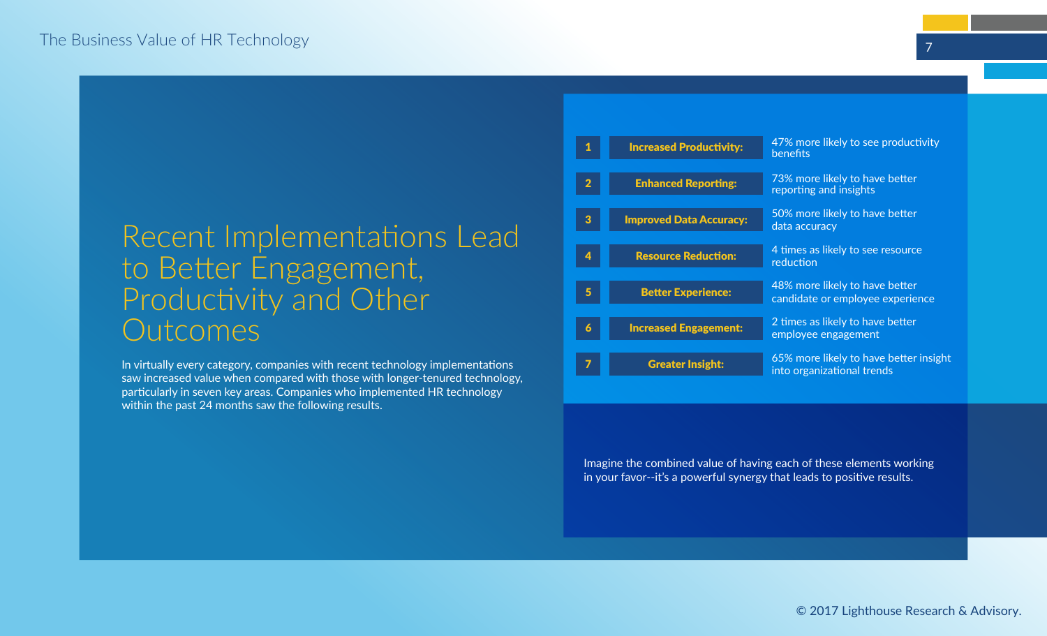# Recent Implementations Lead to Better Engagement, Productivity and Other Outcomes

In virtually every category, companies with recent technology implementations saw increased value when compared with those with longer-tenured technology, particularly in seven key areas. Companies who implemented HR technology within the past 24 months saw the following results.

| # | Area | Result |
|---|---|---|
| 1 | **Increased Productivity:** | 47% more likely to see productivity benefits |
| 2 | **Enhanced Reporting:** | 73% more likely to have better reporting and insights |
| 3 | **Improved Data Accuracy:** | 50% more likely to have better data accuracy |
| 4 | **Resource Reduction:** | 4 times as likely to see resource reduction |
| 5 | **Better Experience:** | 48% more likely to have better candidate or employee experience |
| 6 | **Increased Engagement:** | 2 times as likely to have better employee engagement |
| 7 | **Greater Insight:** | 65% more likely to have better insight into organizational trends |

Imagine the combined value of having each of these elements working in your favor--it's a powerful synergy that leads to positive results.

© 2017 Lighthouse Research & Advisory.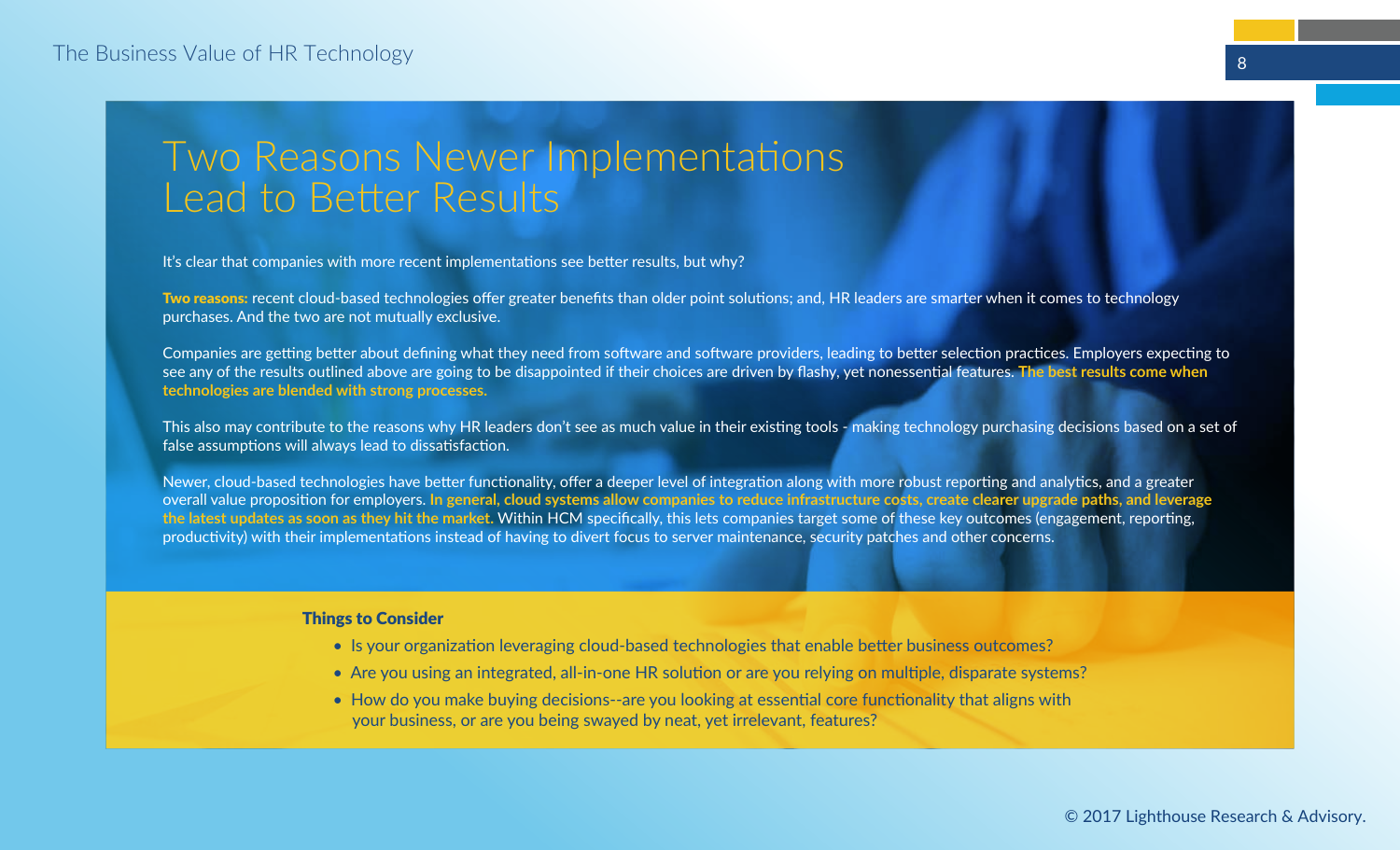# Two Reasons Newer Implementations Lead to Better Results

It's clear that companies with more recent implementations see better results, but why?

**Two reasons:** recent cloud-based technologies offer greater benefits than older point solutions; and, HR leaders are smarter when it comes to technology purchases. And the two are not mutually exclusive.

Companies are getting better about defining what they need from software and software providers, leading to better selection practices. Employers expecting to see any of the results outlined above are going to be disappointed if their choices are driven by flashy, yet nonessential features. **The best results come when technologies are blended with strong processes.**

This also may contribute to the reasons why HR leaders don't see as much value in their existing tools - making technology purchasing decisions based on a set of false assumptions will always lead to dissatisfaction.

Newer, cloud-based technologies have better functionality, offer a deeper level of integration along with more robust reporting and analytics, and a greater overall value proposition for employers. **In general, cloud systems allow companies to reduce infrastructure costs, create clearer upgrade paths, and leverage the latest updates as soon as they hit the market.** Within HCM specifically, this lets companies target some of these key outcomes (engagement, reporting, productivity) with their implementations instead of having to divert focus to server maintenance, security patches and other concerns.

**Things to Consider**

- Is your organization leveraging cloud-based technologies that enable better business outcomes?
- Are you using an integrated, all-in-one HR solution or are you relying on multiple, disparate systems?
- How do you make buying decisions--are you looking at essential core functionality that aligns with your business, or are you being swayed by neat, yet irrelevant, features?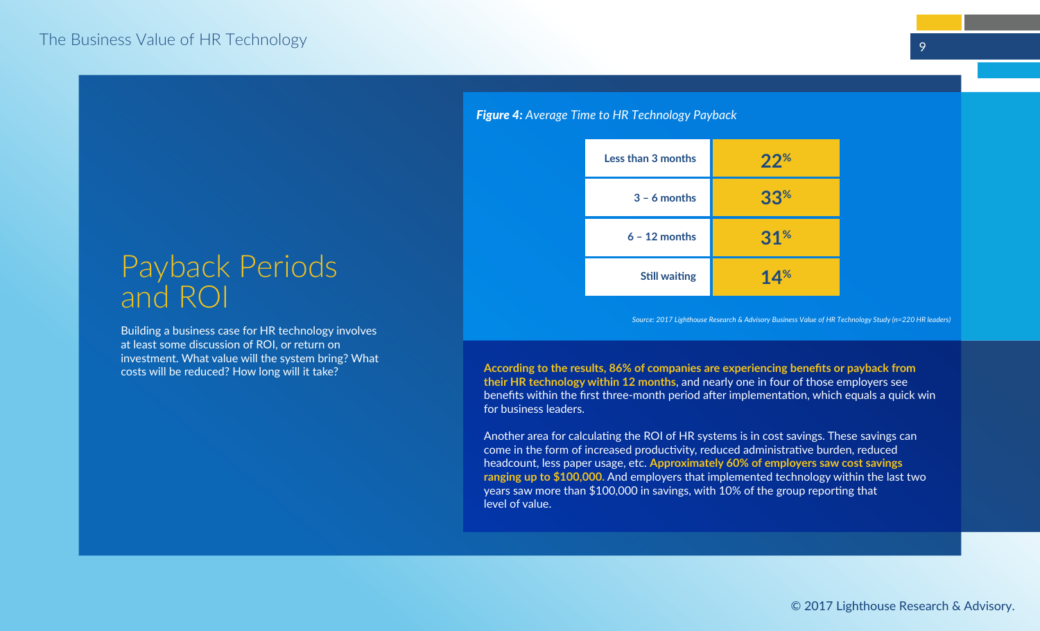## Payback Periods and ROI

Building a business case for HR technology involves at least some discussion of ROI, or return on investment. What value will the system bring? What costs will be reduced? How long will it take?

***Figure 4:*** *Average Time to HR Technology Payback*

| Time to payback | % |
|---|---|
| Less than 3 months | 22% |
| 3 – 6 months | 33% |
| 6 – 12 months | 31% |
| Still waiting | 14% |

*Source: 2017 Lighthouse Research & Advisory Business Value of HR Technology Study (n=220 HR leaders)*

**According to the results, 86% of companies are experiencing benefits or payback from their HR technology within 12 months**, and nearly one in four of those employers see benefits within the first three-month period after implementation, which equals a quick win for business leaders.

Another area for calculating the ROI of HR systems is in cost savings. These savings can come in the form of increased productivity, reduced administrative burden, reduced headcount, less paper usage, etc. **Approximately 60% of employers saw cost savings ranging up to $100,000.** And employers that implemented technology within the last two years saw more than $100,000 in savings, with 10% of the group reporting that level of value.

© 2017 Lighthouse Research & Advisory.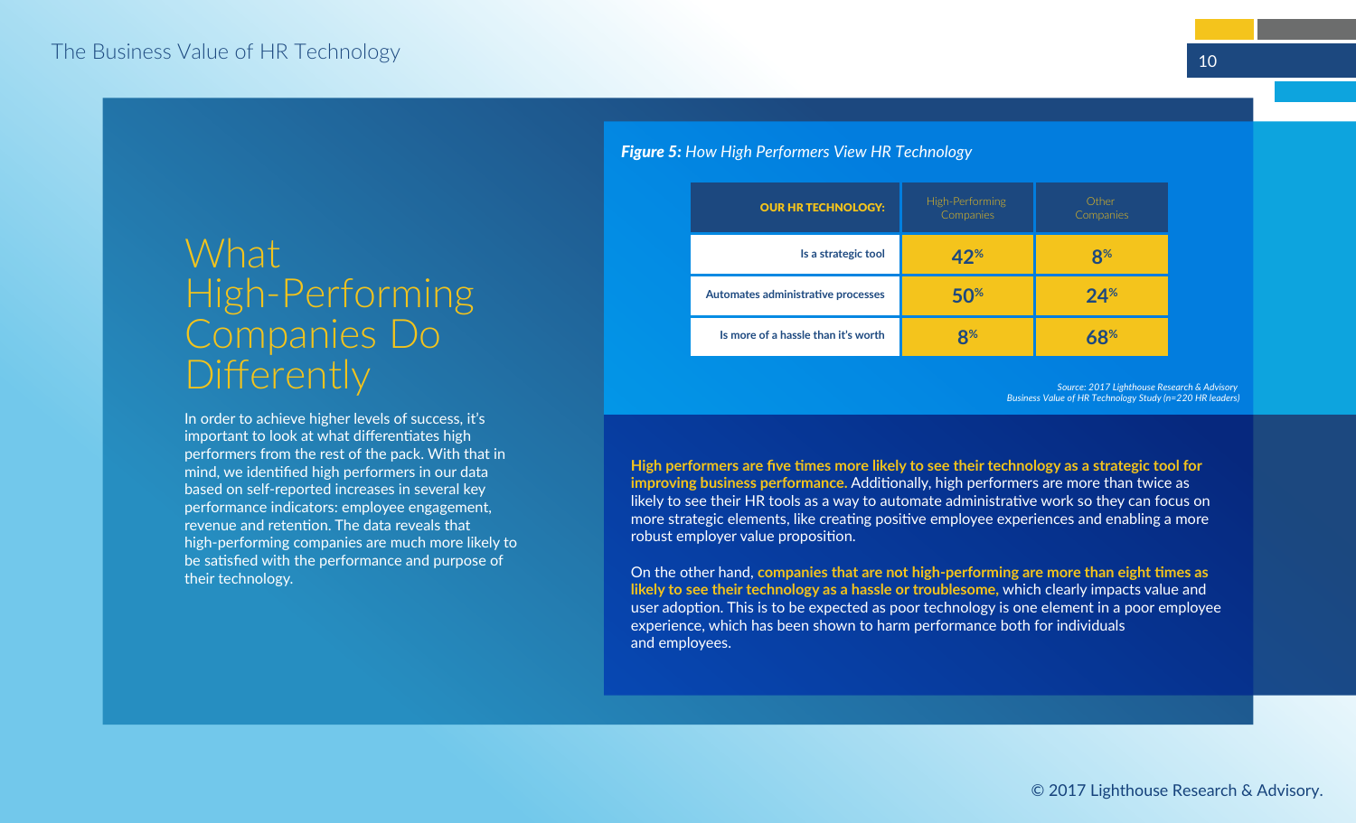# What High-Performing Companies Do Differently

In order to achieve higher levels of success, it's important to look at what differentiates high performers from the rest of the pack. With that in mind, we identified high performers in our data based on self-reported increases in several key performance indicators: employee engagement, revenue and retention. The data reveals that high-performing companies are much more likely to be satisfied with the performance and purpose of their technology.

***Figure 5:*** *How High Performers View HR Technology*

| OUR HR TECHNOLOGY: | High-Performing Companies | Other Companies |
|---|---|---|
| Is a strategic tool | 42% | 8% |
| Automates administrative processes | 50% | 24% |
| Is more of a hassle than it's worth | 8% | 68% |

*Source: 2017 Lighthouse Research & Advisory Business Value of HR Technology Study (n=220 HR leaders)*

**High performers are five times more likely to see their technology as a strategic tool for improving business performance.** Additionally, high performers are more than twice as likely to see their HR tools as a way to automate administrative work so they can focus on more strategic elements, like creating positive employee experiences and enabling a more robust employer value proposition.

On the other hand, **companies that are not high-performing are more than eight times as likely to see their technology as a hassle or troublesome**, which clearly impacts value and user adoption. This is to be expected as poor technology is one element in a poor employee experience, which has been shown to harm performance both for individuals and employees.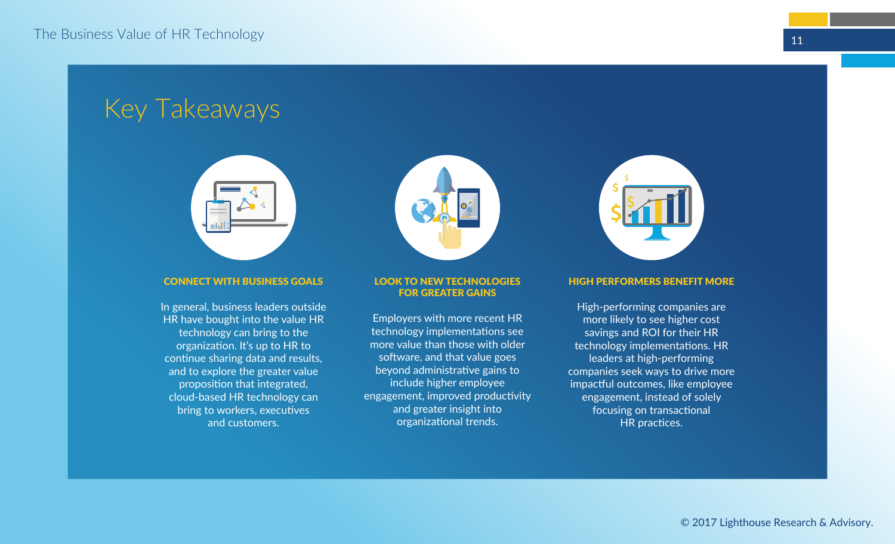# Key Takeaways

### CONNECT WITH BUSINESS GOALS

In general, business leaders outside HR have bought into the value HR technology can bring to the organization. It's up to HR to continue sharing data and results, and to explore the greater value proposition that integrated, cloud-based HR technology can bring to workers, executives and customers.

### LOOK TO NEW TECHNOLOGIES FOR GREATER GAINS

Employers with more recent HR technology implementations see more value than those with older software, and that value goes beyond administrative gains to include higher employee engagement, improved productivity and greater insight into organizational trends.

### HIGH PERFORMERS BENEFIT MORE

High-performing companies are more likely to see higher cost savings and ROI for their HR technology implementations. HR leaders at high-performing companies seek ways to drive more impactful outcomes, like employee engagement, instead of solely focusing on transactional HR practices.

© 2017 Lighthouse Research & Advisory.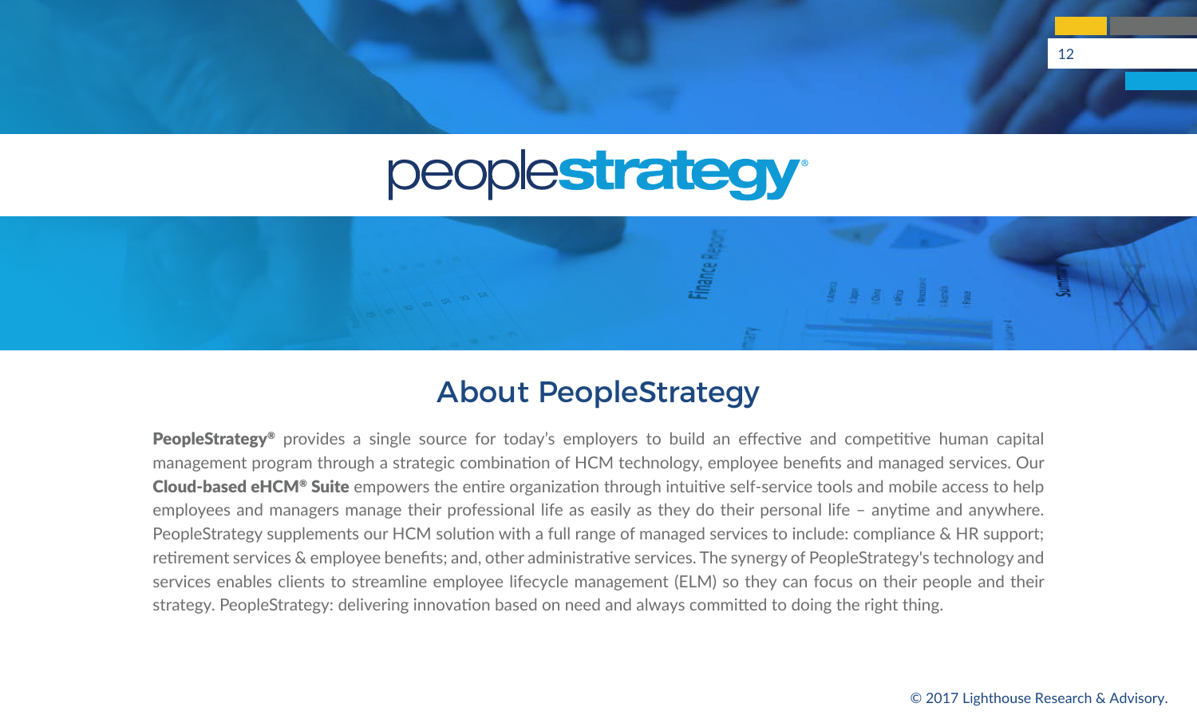# About PeopleStrategy

**PeopleStrategy®** provides a single source for today's employers to build an effective and competitive human capital management program through a strategic combination of HCM technology, employee benefits and managed services. Our **Cloud-based eHCM® Suite** empowers the entire organization through intuitive self-service tools and mobile access to help employees and managers manage their professional life as easily as they do their personal life – anytime and anywhere. PeopleStrategy supplements our HCM solution with a full range of managed services to include: compliance & HR support; retirement services & employee benefits; and, other administrative services. The synergy of PeopleStrategy's technology and services enables clients to streamline employee lifecycle management (ELM) so they can focus on their people and their strategy. PeopleStrategy: delivering innovation based on need and always committed to doing the right thing.

© 2017 Lighthouse Research & Advisory.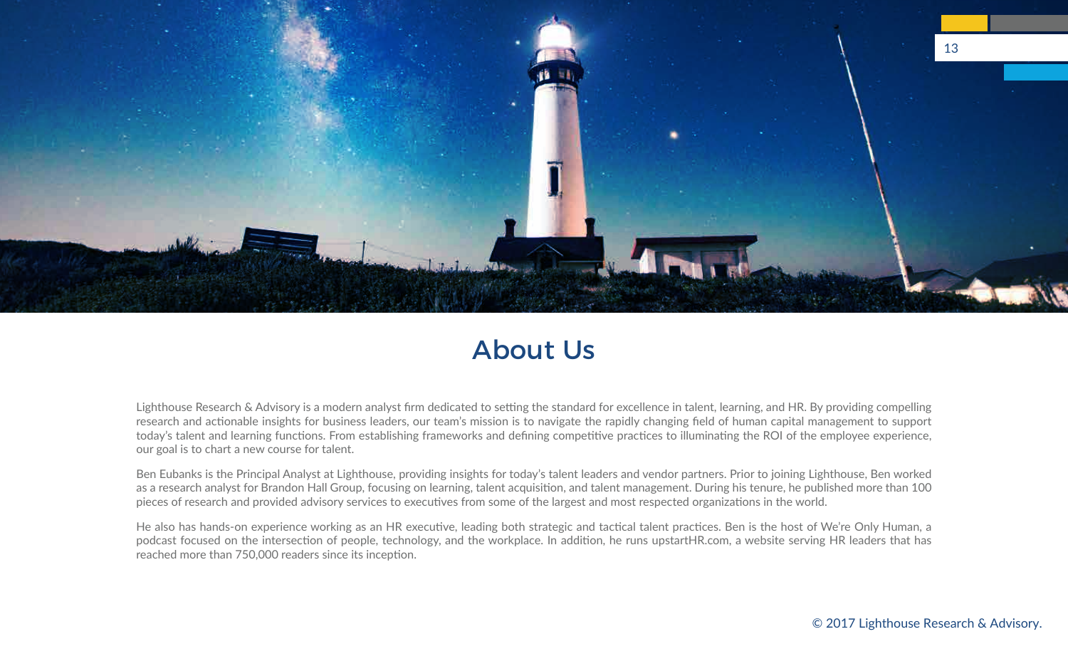# About Us

Lighthouse Research & Advisory is a modern analyst firm dedicated to setting the standard for excellence in talent, learning, and HR. By providing compelling research and actionable insights for business leaders, our team's mission is to navigate the rapidly changing field of human capital management to support today's talent and learning functions. From establishing frameworks and defining competitive practices to illuminating the ROI of the employee experience, our goal is to chart a new course for talent.

Ben Eubanks is the Principal Analyst at Lighthouse, providing insights for today's talent leaders and vendor partners. Prior to joining Lighthouse, Ben worked as a research analyst for Brandon Hall Group, focusing on learning, talent acquisition, and talent management. During his tenure, he published more than 100 pieces of research and provided advisory services to executives from some of the largest and most respected organizations in the world.

He also has hands-on experience working as an HR executive, leading both strategic and tactical talent practices. Ben is the host of We're Only Human, a podcast focused on the intersection of people, technology, and the workplace. In addition, he runs upstartHR.com, a website serving HR leaders that has reached more than 750,000 readers since its inception.

© 2017 Lighthouse Research & Advisory.